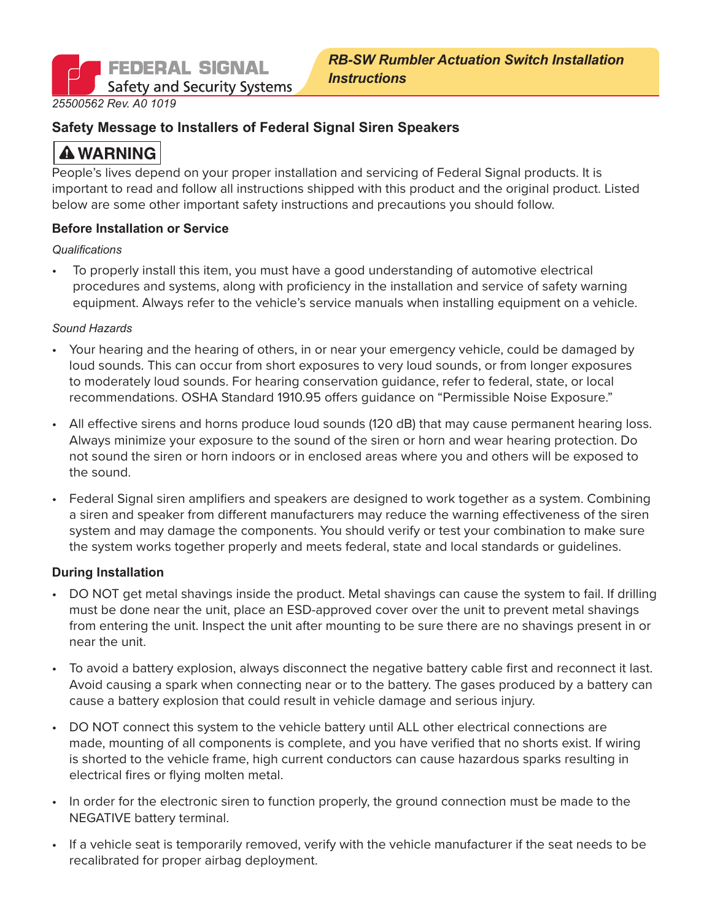FEDERAL SIGNAL
Safety and Security Systems

# RB-SW Rumbler Actuation Switch Installation Instructions

25500562 Rev. A0 1019

## Safety Message to Installers of Federal Signal Siren Speakers

**⚠ WARNING**

People's lives depend on your proper installation and servicing of Federal Signal products. It is important to read and follow all instructions shipped with this product and the original product. Listed below are some other important safety instructions and precautions you should follow.

### Before Installation or Service

*Qualifications*

- To properly install this item, you must have a good understanding of automotive electrical procedures and systems, along with proficiency in the installation and service of safety warning equipment. Always refer to the vehicle's service manuals when installing equipment on a vehicle.

*Sound Hazards*

- Your hearing and the hearing of others, in or near your emergency vehicle, could be damaged by loud sounds. This can occur from short exposures to very loud sounds, or from longer exposures to moderately loud sounds. For hearing conservation guidance, refer to federal, state, or local recommendations. OSHA Standard 1910.95 offers guidance on "Permissible Noise Exposure."
- All effective sirens and horns produce loud sounds (120 dB) that may cause permanent hearing loss. Always minimize your exposure to the sound of the siren or horn and wear hearing protection. Do not sound the siren or horn indoors or in enclosed areas where you and others will be exposed to the sound.
- Federal Signal siren amplifiers and speakers are designed to work together as a system. Combining a siren and speaker from different manufacturers may reduce the warning effectiveness of the siren system and may damage the components. You should verify or test your combination to make sure the system works together properly and meets federal, state and local standards or guidelines.

### During Installation

- DO NOT get metal shavings inside the product. Metal shavings can cause the system to fail. If drilling must be done near the unit, place an ESD-approved cover over the unit to prevent metal shavings from entering the unit. Inspect the unit after mounting to be sure there are no shavings present in or near the unit.
- To avoid a battery explosion, always disconnect the negative battery cable first and reconnect it last. Avoid causing a spark when connecting near or to the battery. The gases produced by a battery can cause a battery explosion that could result in vehicle damage and serious injury.
- DO NOT connect this system to the vehicle battery until ALL other electrical connections are made, mounting of all components is complete, and you have verified that no shorts exist. If wiring is shorted to the vehicle frame, high current conductors can cause hazardous sparks resulting in electrical fires or flying molten metal.
- In order for the electronic siren to function properly, the ground connection must be made to the NEGATIVE battery terminal.
- If a vehicle seat is temporarily removed, verify with the vehicle manufacturer if the seat needs to be recalibrated for proper airbag deployment.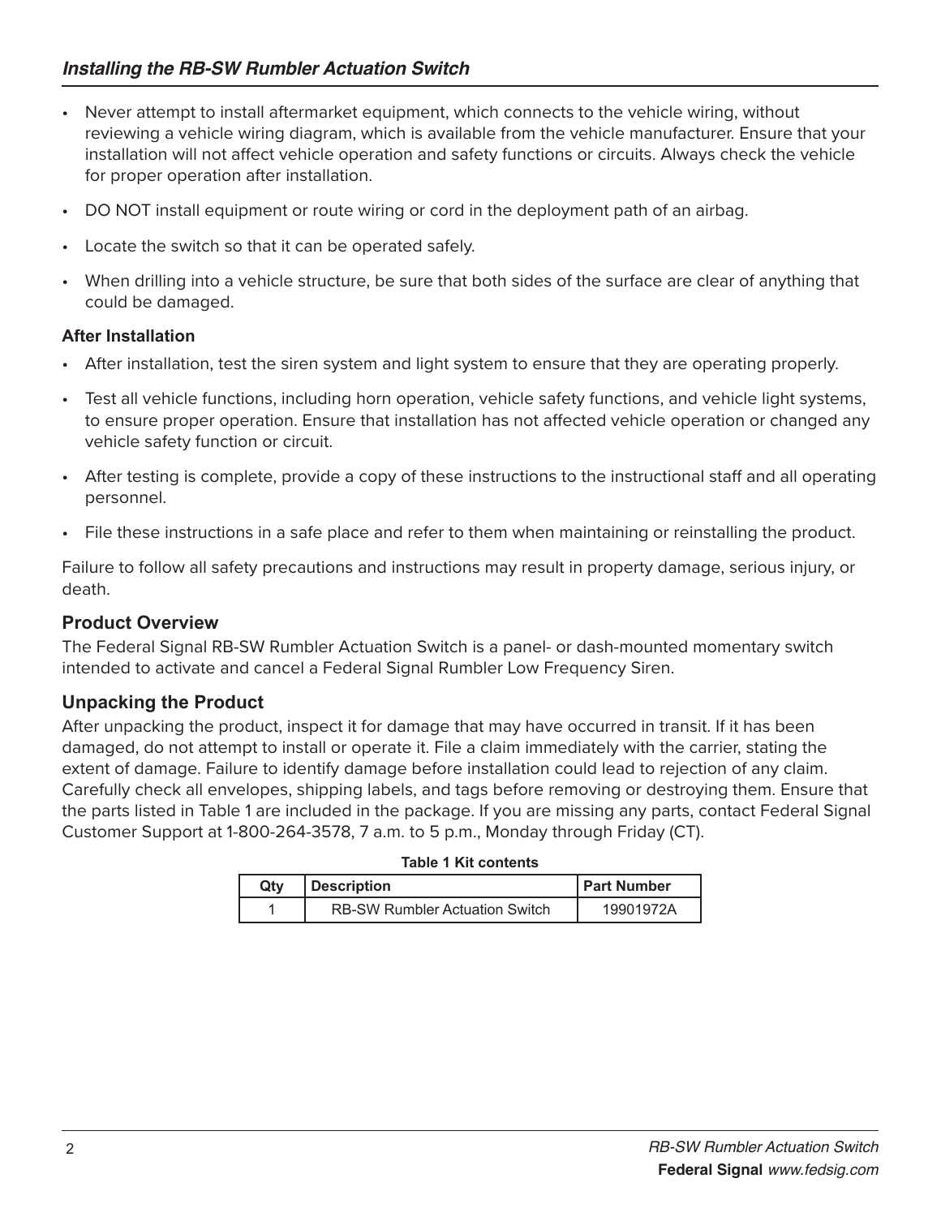## *Installing the RB-SW Rumbler Actuation Switch*

- Never attempt to install aftermarket equipment, which connects to the vehicle wiring, without reviewing a vehicle wiring diagram, which is available from the vehicle manufacturer. Ensure that your installation will not affect vehicle operation and safety functions or circuits. Always check the vehicle for proper operation after installation.
- DO NOT install equipment or route wiring or cord in the deployment path of an airbag.
- Locate the switch so that it can be operated safely.
- When drilling into a vehicle structure, be sure that both sides of the surface are clear of anything that could be damaged.

**After Installation**

- After installation, test the siren system and light system to ensure that they are operating properly.
- Test all vehicle functions, including horn operation, vehicle safety functions, and vehicle light systems, to ensure proper operation. Ensure that installation has not affected vehicle operation or changed any vehicle safety function or circuit.
- After testing is complete, provide a copy of these instructions to the instructional staff and all operating personnel.
- File these instructions in a safe place and refer to them when maintaining or reinstalling the product.

Failure to follow all safety precautions and instructions may result in property damage, serious injury, or death.

### Product Overview

The Federal Signal RB-SW Rumbler Actuation Switch is a panel- or dash-mounted momentary switch intended to activate and cancel a Federal Signal Rumbler Low Frequency Siren.

### Unpacking the Product

After unpacking the product, inspect it for damage that may have occurred in transit. If it has been damaged, do not attempt to install or operate it. File a claim immediately with the carrier, stating the extent of damage. Failure to identify damage before installation could lead to rejection of any claim. Carefully check all envelopes, shipping labels, and tags before removing or destroying them. Ensure that the parts listed in Table 1 are included in the package. If you are missing any parts, contact Federal Signal Customer Support at 1-800-264-3578, 7 a.m. to 5 p.m., Monday through Friday (CT).

**Table 1 Kit contents**

| Qty | Description | Part Number |
|---|---|---|
| 1 | RB-SW Rumbler Actuation Switch | 19901972A |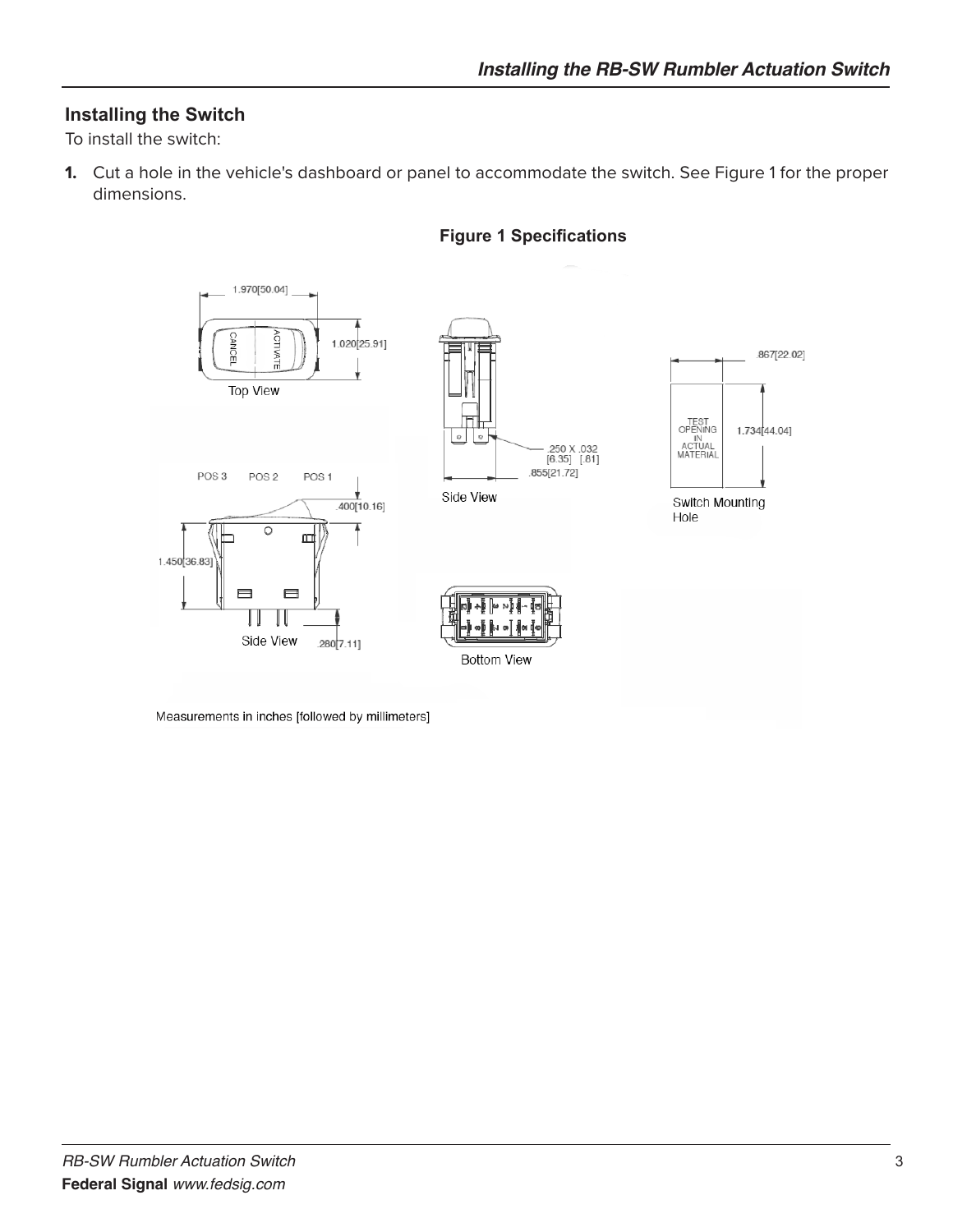## Installing the Switch

To install the switch:

1. Cut a hole in the vehicle's dashboard or panel to accommodate the switch. See Figure 1 for the proper dimensions.

**Figure 1 Specifications**

Measurements in inches [followed by millimeters]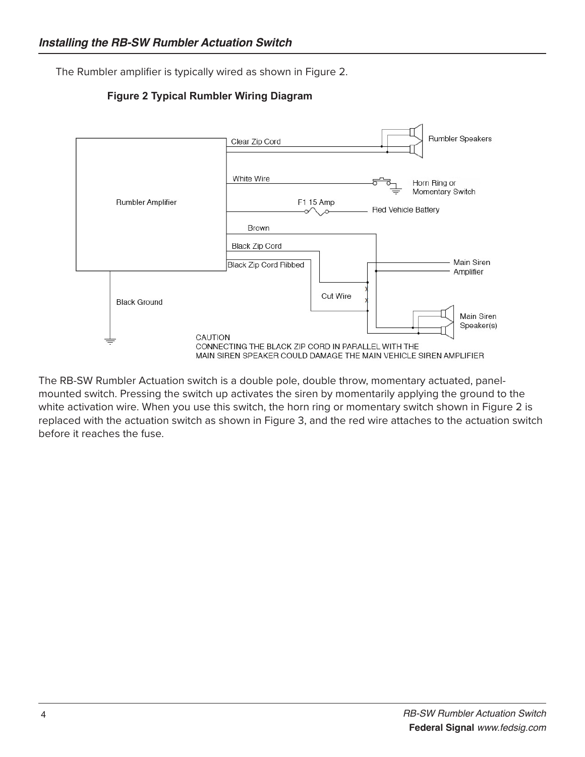## Installing the RB-SW Rumbler Actuation Switch

The Rumbler amplifier is typically wired as shown in Figure 2.

**Figure 2 Typical Rumbler Wiring Diagram**

Rumbler Amplifier

Clear Zip Cord

Rumbler Speakers

White Wire

Horn Ring or Momentary Switch

F1 15 Amp

Red Vehicle Battery

Brown

Black Zip Cord

Black Zip Cord Ribbed

Main Siren Amplifier

Cut Wire

Main Siren Speaker(s)

Black Ground

CAUTION
CONNECTING THE BLACK ZIP CORD IN PARALLEL WITH THE MAIN SIREN SPEAKER COULD DAMAGE THE MAIN VEHICLE SIREN AMPLIFIER

The RB-SW Rumbler Actuation switch is a double pole, double throw, momentary actuated, panel-mounted switch. Pressing the switch up activates the siren by momentarily applying the ground to the white activation wire. When you use this switch, the horn ring or momentary switch shown in Figure 2 is replaced with the actuation switch as shown in Figure 3, and the red wire attaches to the actuation switch before it reaches the fuse.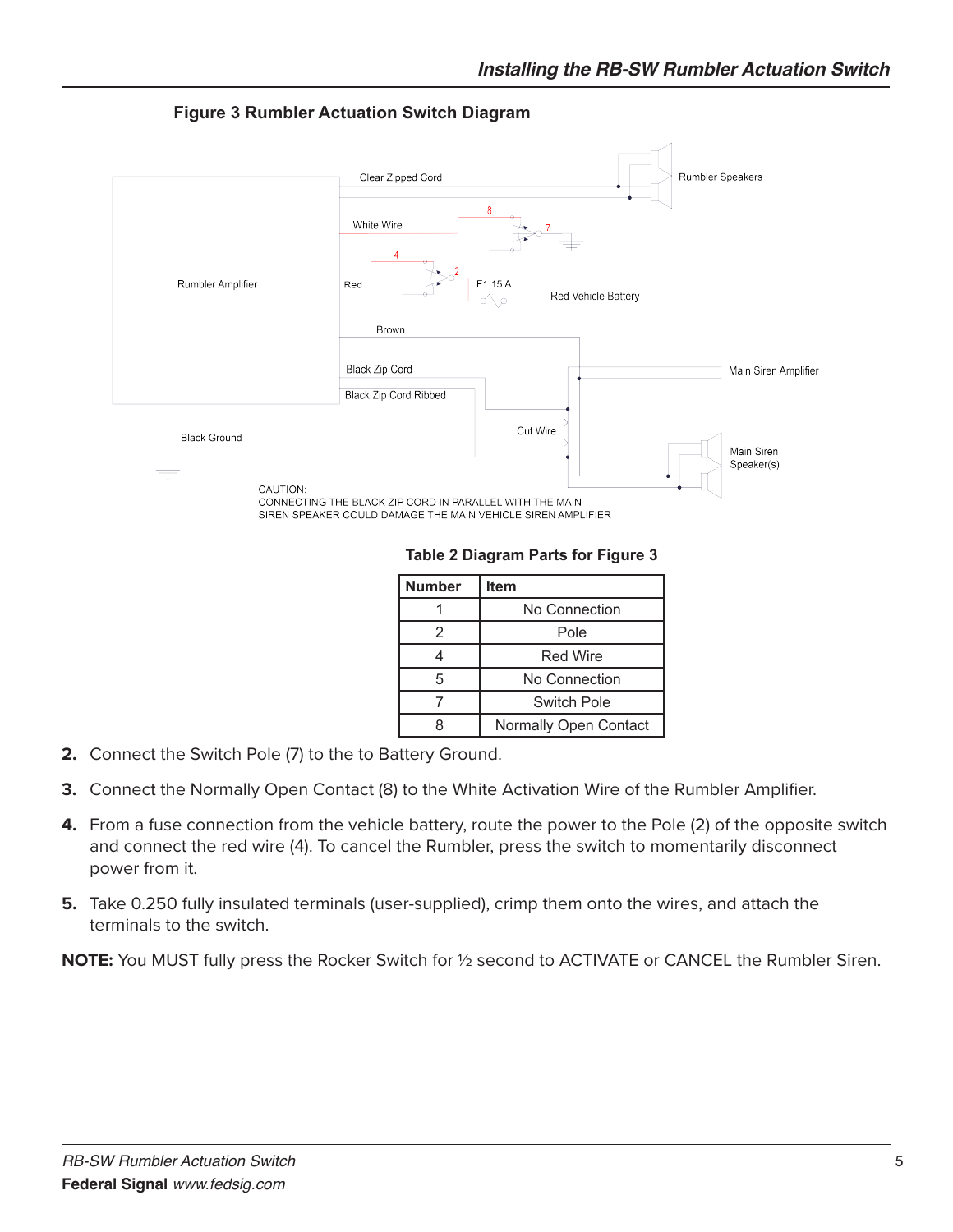**Figure 3 Rumbler Actuation Switch Diagram**

CAUTION:
CONNECTING THE BLACK ZIP CORD IN PARALLEL WITH THE MAIN SIREN SPEAKER COULD DAMAGE THE MAIN VEHICLE SIREN AMPLIFIER

**Table 2 Diagram Parts for Figure 3**

| Number | Item |
|---|---|
| 1 | No Connection |
| 2 | Pole |
| 4 | Red Wire |
| 5 | No Connection |
| 7 | Switch Pole |
| 8 | Normally Open Contact |

2. Connect the Switch Pole (7) to the to Battery Ground.
3. Connect the Normally Open Contact (8) to the White Activation Wire of the Rumbler Amplifier.
4. From a fuse connection from the vehicle battery, route the power to the Pole (2) of the opposite switch and connect the red wire (4). To cancel the Rumbler, press the switch to momentarily disconnect power from it.
5. Take 0.250 fully insulated terminals (user-supplied), crimp them onto the wires, and attach the terminals to the switch.

**NOTE:** You MUST fully press the Rocker Switch for ½ second to ACTIVATE or CANCEL the Rumbler Siren.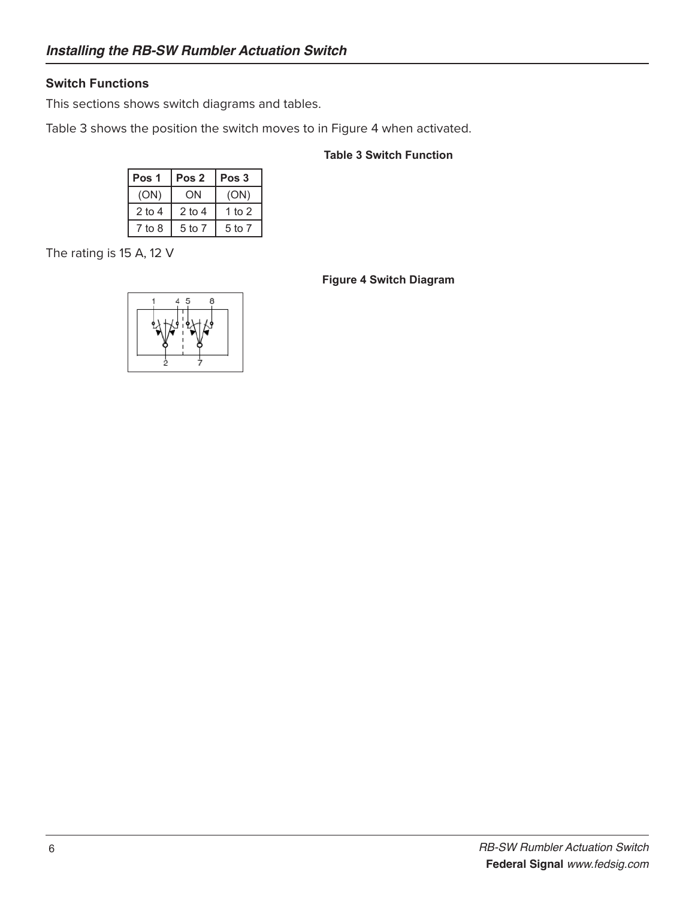## Installing the RB-SW Rumbler Actuation Switch

### Switch Functions

This sections shows switch diagrams and tables.

Table 3 shows the position the switch moves to in Figure 4 when activated.

**Table 3 Switch Function**

| Pos 1 | Pos 2 | Pos 3 |
|---|---|---|
| (ON) | ON | (ON) |
| 2 to 4 | 2 to 4 | 1 to 2 |
| 7 to 8 | 5 to 7 | 5 to 7 |

The rating is 15 A, 12 V

**Figure 4 Switch Diagram**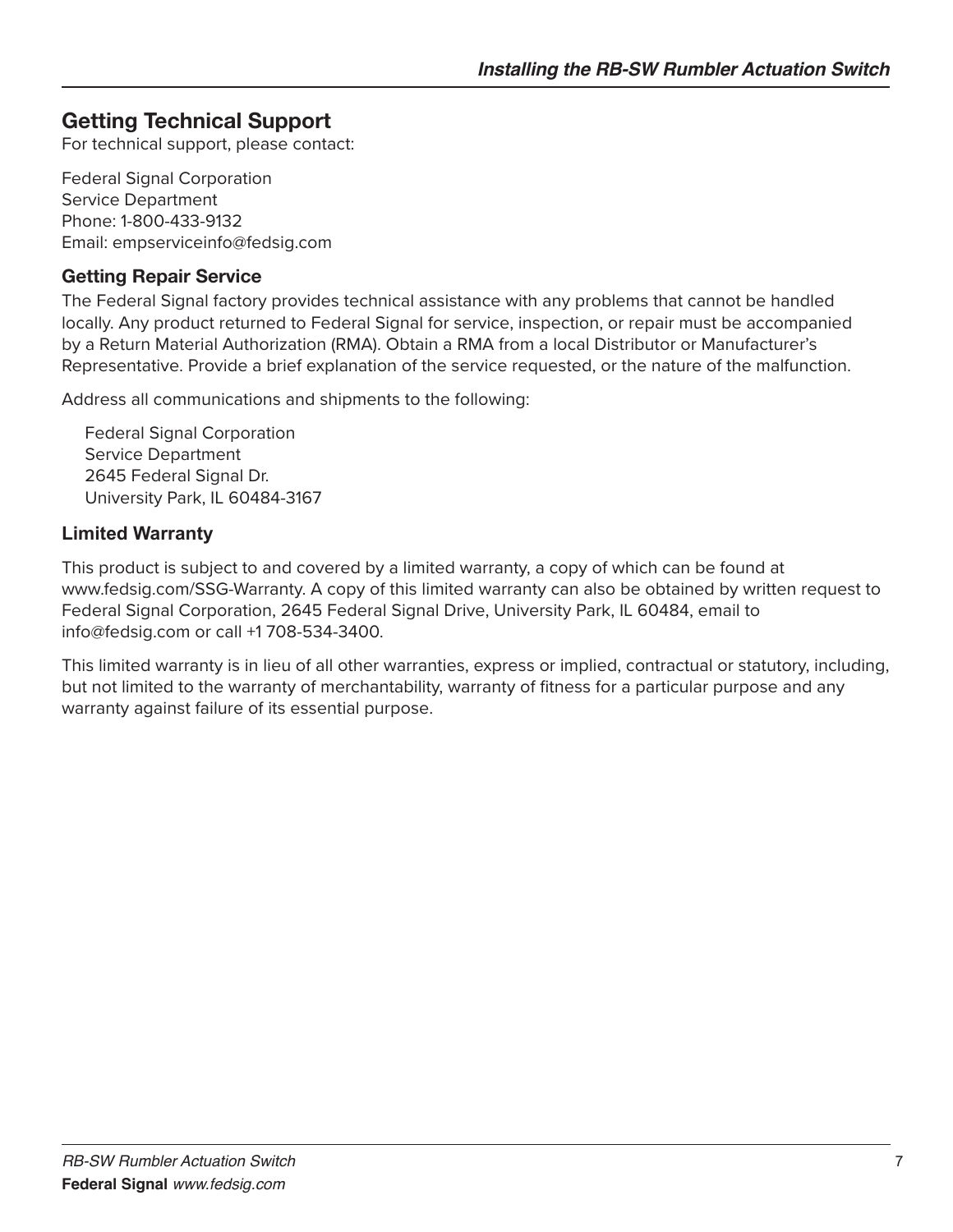## Getting Technical Support

For technical support, please contact:

Federal Signal Corporation
Service Department
Phone: 1-800-433-9132
Email: empserviceinfo@fedsig.com

### Getting Repair Service

The Federal Signal factory provides technical assistance with any problems that cannot be handled locally. Any product returned to Federal Signal for service, inspection, or repair must be accompanied by a Return Material Authorization (RMA). Obtain a RMA from a local Distributor or Manufacturer's Representative. Provide a brief explanation of the service requested, or the nature of the malfunction.

Address all communications and shipments to the following:

Federal Signal Corporation
Service Department
2645 Federal Signal Dr.
University Park, IL 60484-3167

### Limited Warranty

This product is subject to and covered by a limited warranty, a copy of which can be found at www.fedsig.com/SSG-Warranty. A copy of this limited warranty can also be obtained by written request to Federal Signal Corporation, 2645 Federal Signal Drive, University Park, IL 60484, email to info@fedsig.com or call +1 708-534-3400.

This limited warranty is in lieu of all other warranties, express or implied, contractual or statutory, including, but not limited to the warranty of merchantability, warranty of fitness for a particular purpose and any warranty against failure of its essential purpose.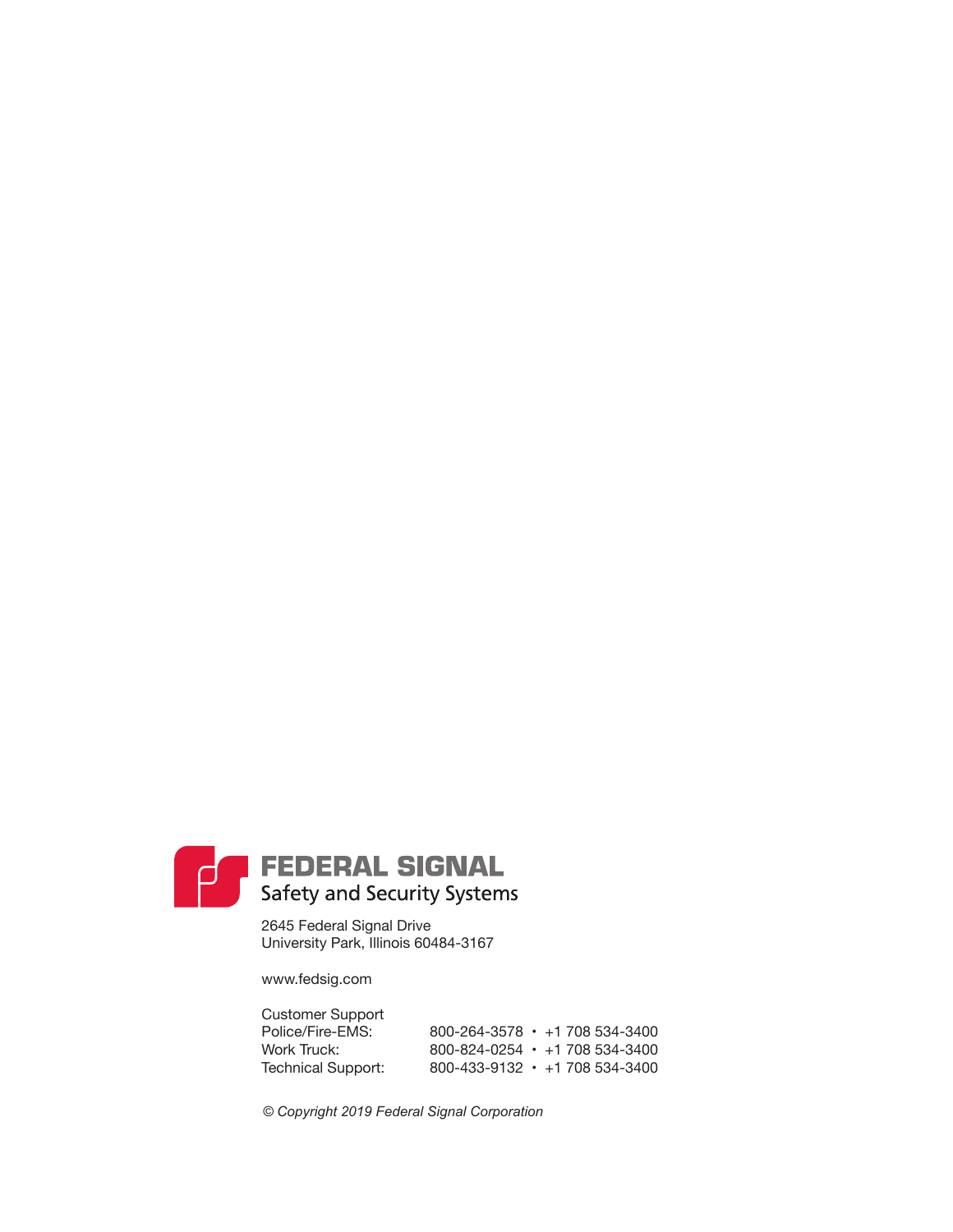**FEDERAL SIGNAL**
Safety and Security Systems

2645 Federal Signal Drive
University Park, Illinois 60484-3167

www.fedsig.com

Customer Support

| | |
|---|---|
| Police/Fire-EMS: | 800-264-3578 • +1 708 534-3400 |
| Work Truck: | 800-824-0254 • +1 708 534-3400 |
| Technical Support: | 800-433-9132 • +1 708 534-3400 |

*© Copyright 2019 Federal Signal Corporation*